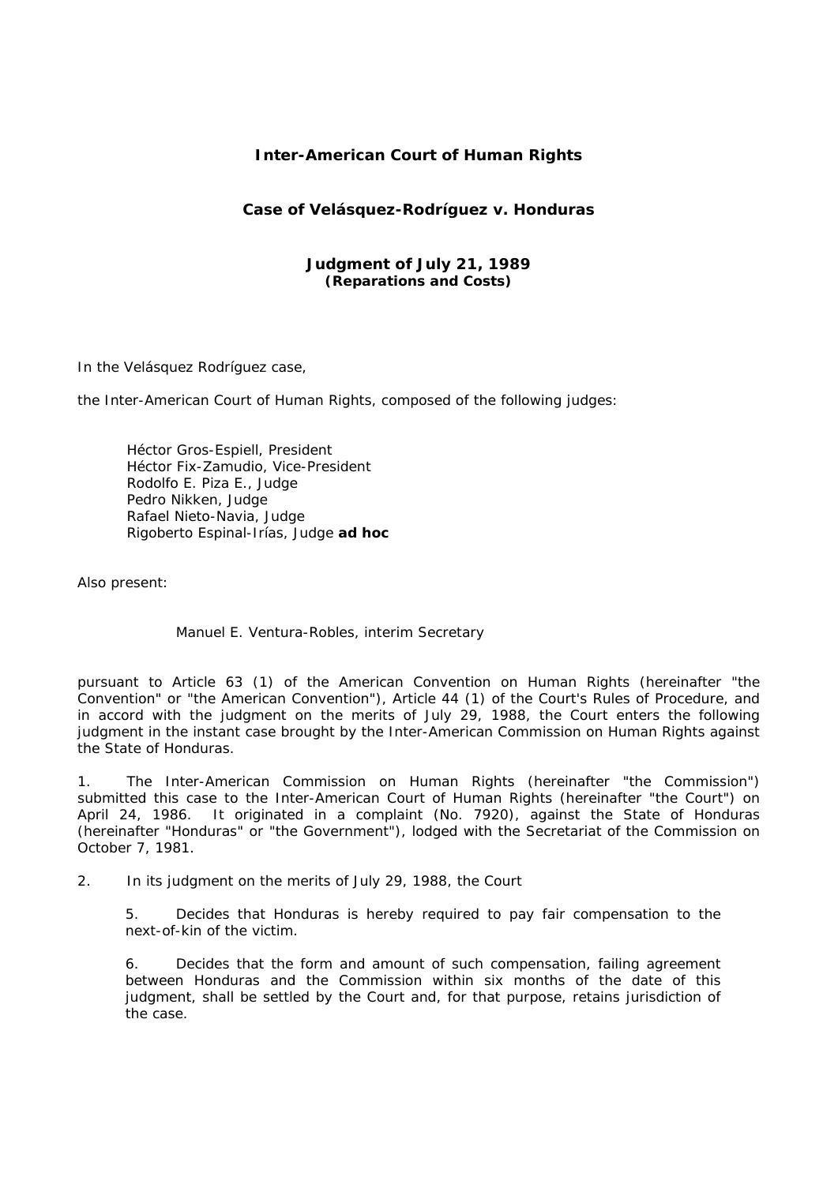# Inter-American Court of Human Rights

## Case of Velásquez-Rodríguez v. Honduras

### Judgment of July 21, 1989
**(Reparations and Costs)**

In the Velásquez Rodríguez case,

the Inter-American Court of Human Rights, composed of the following judges:

> Héctor Gros-Espiell, President
> Héctor Fix-Zamudio, Vice-President
> Rodolfo E. Piza E., Judge
> Pedro Nikken, Judge
> Rafael Nieto-Navia, Judge
> Rigoberto Espinal-Irías, Judge **ad hoc**

Also present:

> Manuel E. Ventura-Robles, interim Secretary

pursuant to Article 63 (1) of the American Convention on Human Rights (hereinafter "the Convention" or "the American Convention"), Article 44 (1) of the Court's Rules of Procedure, and in accord with the judgment on the merits of July 29, 1988, the Court enters the following judgment in the instant case brought by the Inter-American Commission on Human Rights against the State of Honduras.

1. The Inter-American Commission on Human Rights (hereinafter "the Commission") submitted this case to the Inter-American Court of Human Rights (hereinafter "the Court") on April 24, 1986. It originated in a complaint (No. 7920), against the State of Honduras (hereinafter "Honduras" or "the Government"), lodged with the Secretariat of the Commission on October 7, 1981.

2. In its judgment on the merits of July 29, 1988, the Court

> 5. Decides that Honduras is hereby required to pay fair compensation to the next-of-kin of the victim.
>
> 6. Decides that the form and amount of such compensation, failing agreement between Honduras and the Commission within six months of the date of this judgment, shall be settled by the Court and, for that purpose, retains jurisdiction of the case.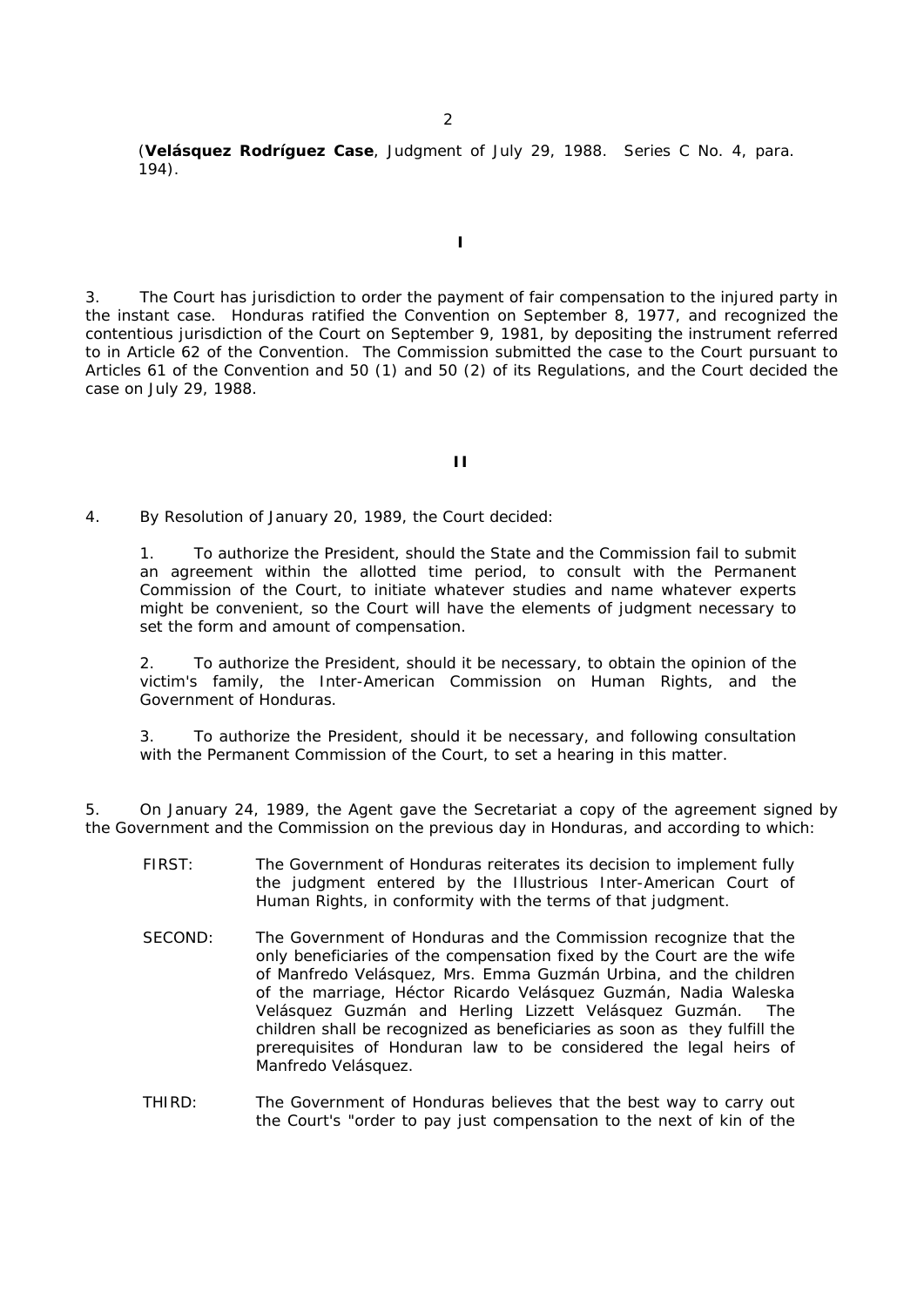(**Velásquez Rodríguez Case**, Judgment of July 29, 1988. Series C No. 4, para. 194).

**I**

3. The Court has jurisdiction to order the payment of fair compensation to the injured party in the instant case. Honduras ratified the Convention on September 8, 1977, and recognized the contentious jurisdiction of the Court on September 9, 1981, by depositing the instrument referred to in Article 62 of the Convention. The Commission submitted the case to the Court pursuant to Articles 61 of the Convention and 50 (1) and 50 (2) of its Regulations, and the Court decided the case on July 29, 1988.

**II**

4. By Resolution of January 20, 1989, the Court decided:

> 1. To authorize the President, should the State and the Commission fail to submit an agreement within the allotted time period, to consult with the Permanent Commission of the Court, to initiate whatever studies and name whatever experts might be convenient, so the Court will have the elements of judgment necessary to set the form and amount of compensation.
>
> 2. To authorize the President, should it be necessary, to obtain the opinion of the victim's family, the Inter-American Commission on Human Rights, and the Government of Honduras.
>
> 3. To authorize the President, should it be necessary, and following consultation with the Permanent Commission of the Court, to set a hearing in this matter.

5. On January 24, 1989, the Agent gave the Secretariat a copy of the agreement signed by the Government and the Commission on the previous day in Honduras, and according to which:

> FIRST: The Government of Honduras reiterates its decision to implement fully the judgment entered by the Illustrious Inter-American Court of Human Rights, in conformity with the terms of that judgment.
>
> SECOND: The Government of Honduras and the Commission recognize that the only beneficiaries of the compensation fixed by the Court are the wife of Manfredo Velásquez, Mrs. Emma Guzmán Urbina, and the children of the marriage, Héctor Ricardo Velásquez Guzmán, Nadia Waleska Velásquez Guzmán and Herling Lizzett Velásquez Guzmán. The children shall be recognized as beneficiaries as soon as they fulfill the prerequisites of Honduran law to be considered the legal heirs of Manfredo Velásquez.
>
> THIRD: The Government of Honduras believes that the best way to carry out the Court's "order to pay just compensation to the next of kin of the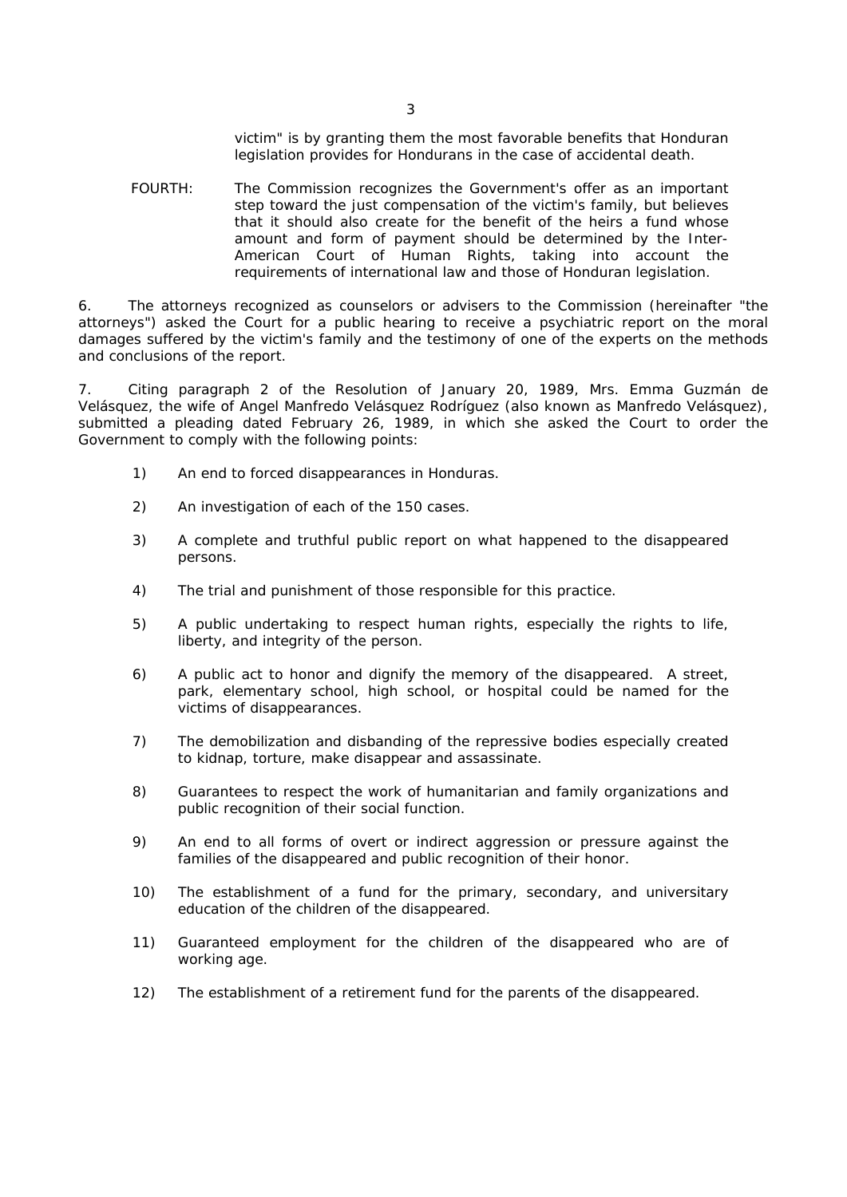victim" is by granting them the most favorable benefits that Honduran legislation provides for Hondurans in the case of accidental death.

FOURTH: The Commission recognizes the Government's offer as an important step toward the just compensation of the victim's family, but believes that it should also create for the benefit of the heirs a fund whose amount and form of payment should be determined by the Inter-American Court of Human Rights, taking into account the requirements of international law and those of Honduran legislation.

6. The attorneys recognized as counselors or advisers to the Commission (hereinafter "the attorneys") asked the Court for a public hearing to receive a psychiatric report on the moral damages suffered by the victim's family and the testimony of one of the experts on the methods and conclusions of the report.

7. Citing paragraph 2 of the Resolution of January 20, 1989, Mrs. Emma Guzmán de Velásquez, the wife of Angel Manfredo Velásquez Rodríguez (also known as Manfredo Velásquez), submitted a pleading dated February 26, 1989, in which she asked the Court to order the Government to comply with the following points:

1) An end to forced disappearances in Honduras.

2) An investigation of each of the 150 cases.

3) A complete and truthful public report on what happened to the disappeared persons.

4) The trial and punishment of those responsible for this practice.

5) A public undertaking to respect human rights, especially the rights to life, liberty, and integrity of the person.

6) A public act to honor and dignify the memory of the disappeared. A street, park, elementary school, high school, or hospital could be named for the victims of disappearances.

7) The demobilization and disbanding of the repressive bodies especially created to kidnap, torture, make disappear and assassinate.

8) Guarantees to respect the work of humanitarian and family organizations and public recognition of their social function.

9) An end to all forms of overt or indirect aggression or pressure against the families of the disappeared and public recognition of their honor.

10) The establishment of a fund for the primary, secondary, and universitary education of the children of the disappeared.

11) Guaranteed employment for the children of the disappeared who are of working age.

12) The establishment of a retirement fund for the parents of the disappeared.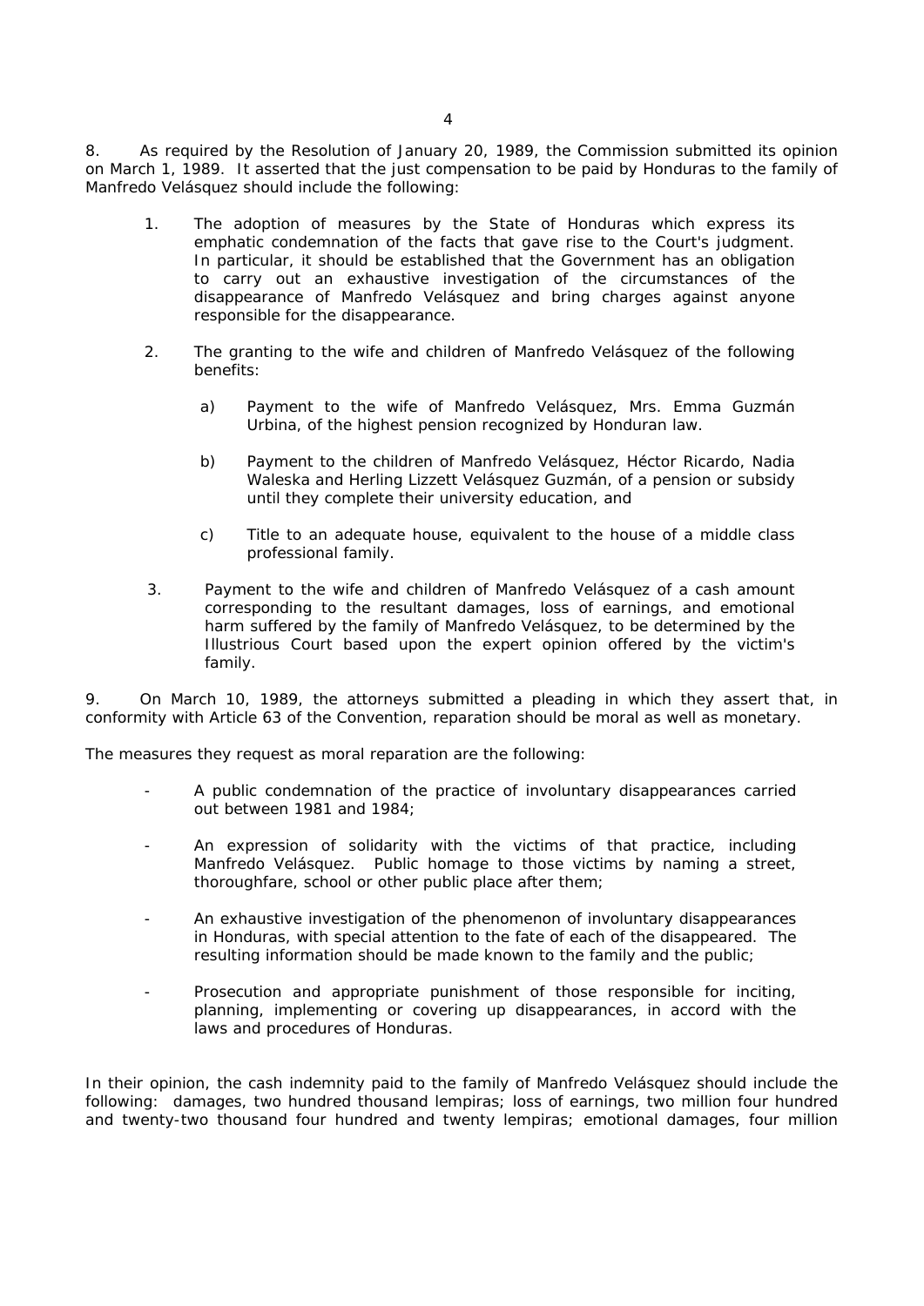8. As required by the Resolution of January 20, 1989, the Commission submitted its opinion on March 1, 1989. It asserted that the just compensation to be paid by Honduras to the family of Manfredo Velásquez should include the following:

1. The adoption of measures by the State of Honduras which express its emphatic condemnation of the facts that gave rise to the Court's judgment. In particular, it should be established that the Government has an obligation to carry out an exhaustive investigation of the circumstances of the disappearance of Manfredo Velásquez and bring charges against anyone responsible for the disappearance.

2. The granting to the wife and children of Manfredo Velásquez of the following benefits:

    a) Payment to the wife of Manfredo Velásquez, Mrs. Emma Guzmán Urbina, of the highest pension recognized by Honduran law.

    b) Payment to the children of Manfredo Velásquez, Héctor Ricardo, Nadia Waleska and Herling Lizzett Velásquez Guzmán, of a pension or subsidy until they complete their university education, and

    c) Title to an adequate house, equivalent to the house of a middle class professional family.

3. Payment to the wife and children of Manfredo Velásquez of a cash amount corresponding to the resultant damages, loss of earnings, and emotional harm suffered by the family of Manfredo Velásquez, to be determined by the Illustrious Court based upon the expert opinion offered by the victim's family.

9. On March 10, 1989, the attorneys submitted a pleading in which they assert that, in conformity with Article 63 of the Convention, reparation should be moral as well as monetary.

The measures they request as moral reparation are the following:

- A public condemnation of the practice of involuntary disappearances carried out between 1981 and 1984;

- An expression of solidarity with the victims of that practice, including Manfredo Velásquez. Public homage to those victims by naming a street, thoroughfare, school or other public place after them;

- An exhaustive investigation of the phenomenon of involuntary disappearances in Honduras, with special attention to the fate of each of the disappeared. The resulting information should be made known to the family and the public;

- Prosecution and appropriate punishment of those responsible for inciting, planning, implementing or covering up disappearances, in accord with the laws and procedures of Honduras.

In their opinion, the cash indemnity paid to the family of Manfredo Velásquez should include the following: damages, two hundred thousand lempiras; loss of earnings, two million four hundred and twenty-two thousand four hundred and twenty lempiras; emotional damages, four million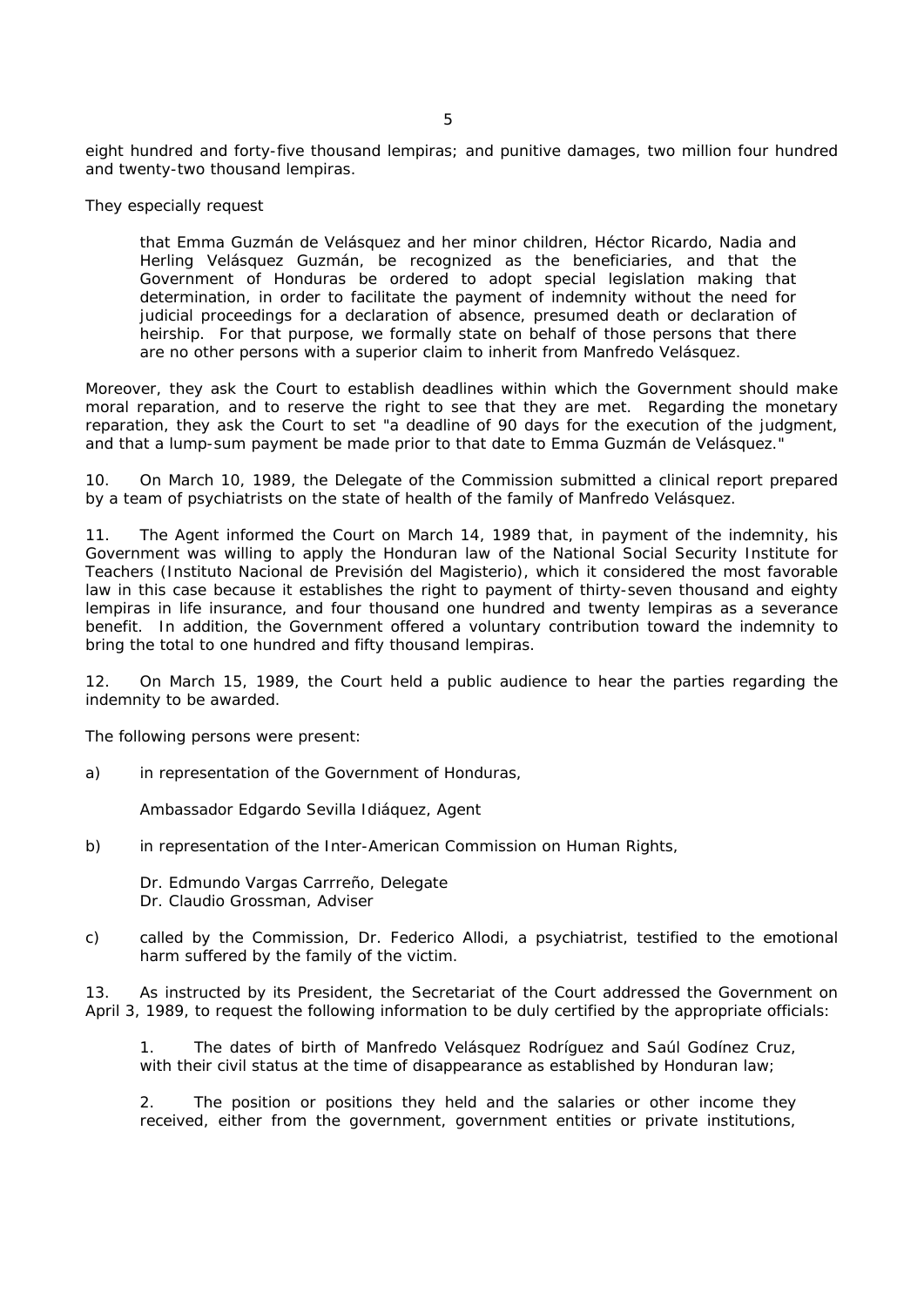eight hundred and forty-five thousand lempiras; and punitive damages, two million four hundred and twenty-two thousand lempiras.

They especially request

> that Emma Guzmán de Velásquez and her minor children, Héctor Ricardo, Nadia and Herling Velásquez Guzmán, be recognized as the beneficiaries, and that the Government of Honduras be ordered to adopt special legislation making that determination, in order to facilitate the payment of indemnity without the need for judicial proceedings for a declaration of absence, presumed death or declaration of heirship. For that purpose, we formally state on behalf of those persons that there are no other persons with a superior claim to inherit from Manfredo Velásquez.

Moreover, they ask the Court to establish deadlines within which the Government should make moral reparation, and to reserve the right to see that they are met. Regarding the monetary reparation, they ask the Court to set "a deadline of 90 days for the execution of the judgment, and that a lump-sum payment be made prior to that date to Emma Guzmán de Velásquez."

10. On March 10, 1989, the Delegate of the Commission submitted a clinical report prepared by a team of psychiatrists on the state of health of the family of Manfredo Velásquez.

11. The Agent informed the Court on March 14, 1989 that, in payment of the indemnity, his Government was willing to apply the Honduran law of the National Social Security Institute for Teachers (Instituto Nacional de Previsión del Magisterio), which it considered the most favorable law in this case because it establishes the right to payment of thirty-seven thousand and eighty lempiras in life insurance, and four thousand one hundred and twenty lempiras as a severance benefit. In addition, the Government offered a voluntary contribution toward the indemnity to bring the total to one hundred and fifty thousand lempiras.

12. On March 15, 1989, the Court held a public audience to hear the parties regarding the indemnity to be awarded.

The following persons were present:

a) in representation of the Government of Honduras,

   Ambassador Edgardo Sevilla Idiáquez, Agent

b) in representation of the Inter-American Commission on Human Rights,

   Dr. Edmundo Vargas Carrreño, Delegate
   Dr. Claudio Grossman, Adviser

c) called by the Commission, Dr. Federico Allodi, a psychiatrist, testified to the emotional harm suffered by the family of the victim.

13. As instructed by its President, the Secretariat of the Court addressed the Government on April 3, 1989, to request the following information to be duly certified by the appropriate officials:

> 1. The dates of birth of Manfredo Velásquez Rodríguez and Saúl Godínez Cruz, with their civil status at the time of disappearance as established by Honduran law;
>
> 2. The position or positions they held and the salaries or other income they received, either from the government, government entities or private institutions,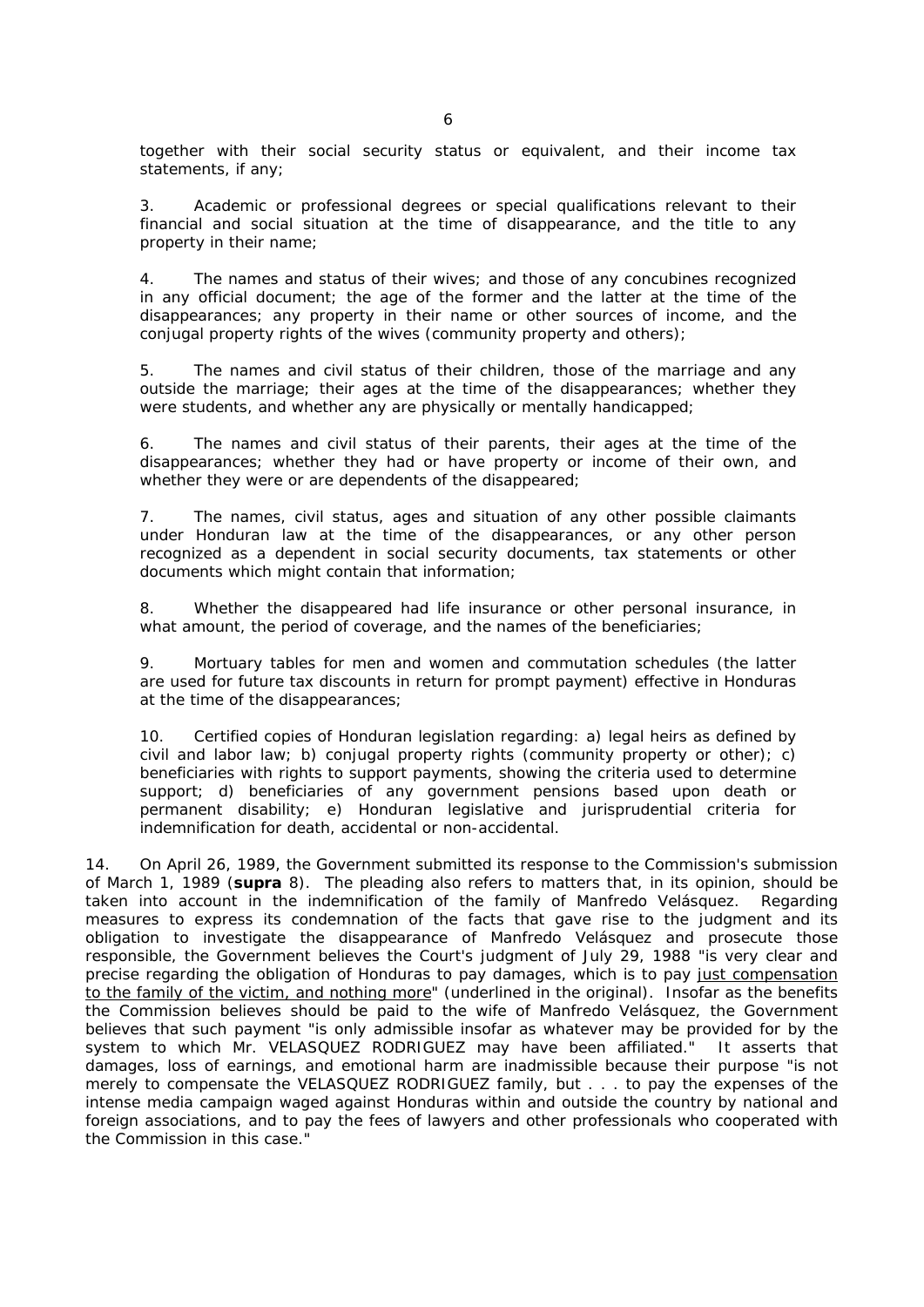together with their social security status or equivalent, and their income tax statements, if any;

3. Academic or professional degrees or special qualifications relevant to their financial and social situation at the time of disappearance, and the title to any property in their name;

4. The names and status of their wives; and those of any concubines recognized in any official document; the age of the former and the latter at the time of the disappearances; any property in their name or other sources of income, and the conjugal property rights of the wives (community property and others);

5. The names and civil status of their children, those of the marriage and any outside the marriage; their ages at the time of the disappearances; whether they were students, and whether any are physically or mentally handicapped;

6. The names and civil status of their parents, their ages at the time of the disappearances; whether they had or have property or income of their own, and whether they were or are dependents of the disappeared;

7. The names, civil status, ages and situation of any other possible claimants under Honduran law at the time of the disappearances, or any other person recognized as a dependent in social security documents, tax statements or other documents which might contain that information;

8. Whether the disappeared had life insurance or other personal insurance, in what amount, the period of coverage, and the names of the beneficiaries;

9. Mortuary tables for men and women and commutation schedules (the latter are used for future tax discounts in return for prompt payment) effective in Honduras at the time of the disappearances;

10. Certified copies of Honduran legislation regarding: a) legal heirs as defined by civil and labor law; b) conjugal property rights (community property or other); c) beneficiaries with rights to support payments, showing the criteria used to determine support; d) beneficiaries of any government pensions based upon death or permanent disability; e) Honduran legislative and jurisprudential criteria for indemnification for death, accidental or non-accidental.

14. On April 26, 1989, the Government submitted its response to the Commission's submission of March 1, 1989 (**supra** 8). The pleading also refers to matters that, in its opinion, should be taken into account in the indemnification of the family of Manfredo Velásquez. Regarding measures to express its condemnation of the facts that gave rise to the judgment and its obligation to investigate the disappearance of Manfredo Velásquez and prosecute those responsible, the Government believes the Court's judgment of July 29, 1988 "is very clear and precise regarding the obligation of Honduras to pay damages, which is to pay <u>just compensation to the family of the victim, and nothing more</u>" (underlined in the original). Insofar as the benefits the Commission believes should be paid to the wife of Manfredo Velásquez, the Government believes that such payment "is only admissible insofar as whatever may be provided for by the system to which Mr. VELASQUEZ RODRIGUEZ may have been affiliated." It asserts that damages, loss of earnings, and emotional harm are inadmissible because their purpose "is not merely to compensate the VELASQUEZ RODRIGUEZ family, but . . . to pay the expenses of the intense media campaign waged against Honduras within and outside the country by national and foreign associations, and to pay the fees of lawyers and other professionals who cooperated with the Commission in this case."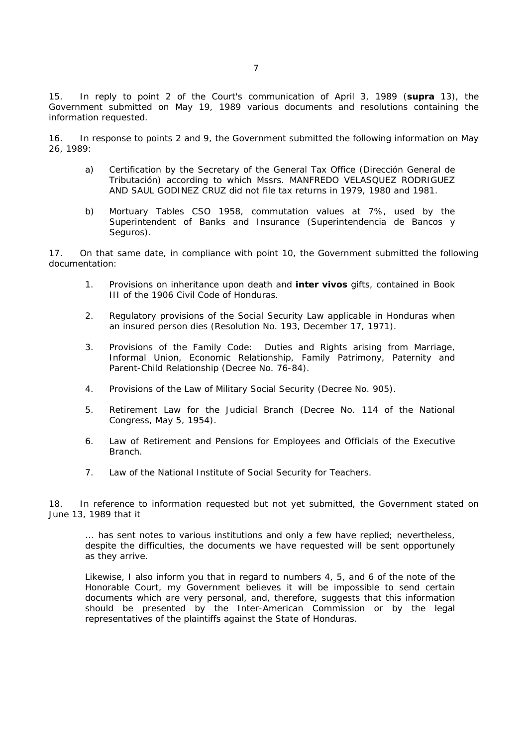15. In reply to point 2 of the Court's communication of April 3, 1989 (**supra** 13), the Government submitted on May 19, 1989 various documents and resolutions containing the information requested.

16. In response to points 2 and 9, the Government submitted the following information on May 26, 1989:

a) Certification by the Secretary of the General Tax Office (Dirección General de Tributación) according to which Mssrs. MANFREDO VELASQUEZ RODRIGUEZ AND SAUL GODINEZ CRUZ did not file tax returns in 1979, 1980 and 1981.

b) Mortuary Tables CSO 1958, commutation values at 7%, used by the Superintendent of Banks and Insurance (Superintendencia de Bancos y Seguros).

17. On that same date, in compliance with point 10, the Government submitted the following documentation:

1. Provisions on inheritance upon death and **inter vivos** gifts, contained in Book III of the 1906 Civil Code of Honduras.

2. Regulatory provisions of the Social Security Law applicable in Honduras when an insured person dies (Resolution No. 193, December 17, 1971).

3. Provisions of the Family Code: Duties and Rights arising from Marriage, Informal Union, Economic Relationship, Family Patrimony, Paternity and Parent-Child Relationship (Decree No. 76-84).

4. Provisions of the Law of Military Social Security (Decree No. 905).

5. Retirement Law for the Judicial Branch (Decree No. 114 of the National Congress, May 5, 1954).

6. Law of Retirement and Pensions for Employees and Officials of the Executive Branch.

7. Law of the National Institute of Social Security for Teachers.

18. In reference to information requested but not yet submitted, the Government stated on June 13, 1989 that it

> ... has sent notes to various institutions and only a few have replied; nevertheless, despite the difficulties, the documents we have requested will be sent opportunely as they arrive.
>
> Likewise, I also inform you that in regard to numbers 4, 5, and 6 of the note of the Honorable Court, my Government believes it will be impossible to send certain documents which are very personal, and, therefore, suggests that this information should be presented by the Inter-American Commission or by the legal representatives of the plaintiffs against the State of Honduras.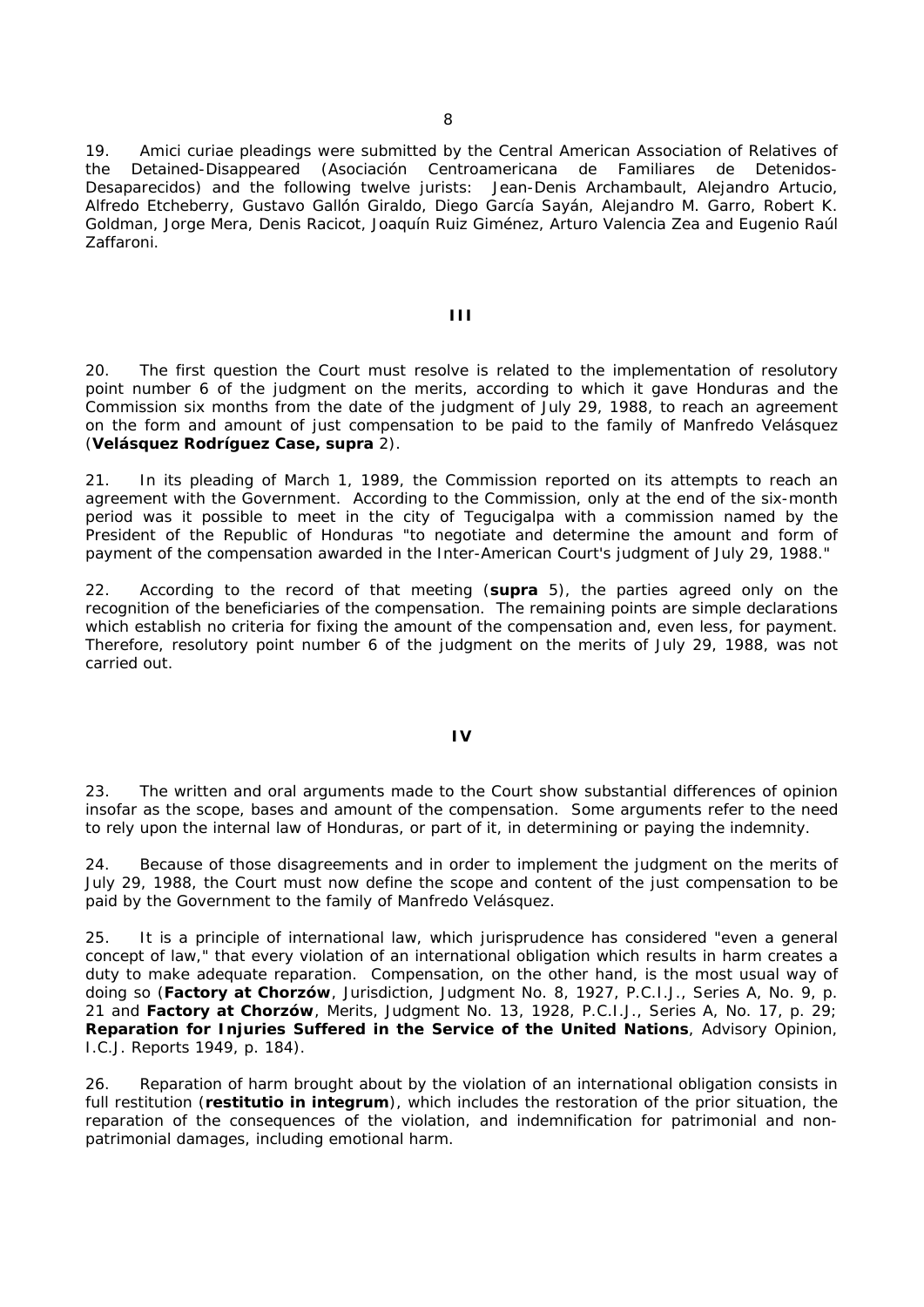19. Amici curiae pleadings were submitted by the Central American Association of Relatives of the Detained-Disappeared (Asociación Centroamericana de Familiares de Detenidos-Desaparecidos) and the following twelve jurists: Jean-Denis Archambault, Alejandro Artucio, Alfredo Etcheberry, Gustavo Gallón Giraldo, Diego García Sayán, Alejandro M. Garro, Robert K. Goldman, Jorge Mera, Denis Racicot, Joaquín Ruiz Giménez, Arturo Valencia Zea and Eugenio Raúl Zaffaroni.

## III

20. The first question the Court must resolve is related to the implementation of resolutory point number 6 of the judgment on the merits, according to which it gave Honduras and the Commission six months from the date of the judgment of July 29, 1988, to reach an agreement on the form and amount of just compensation to be paid to the family of Manfredo Velásquez (**Velásquez Rodríguez Case, supra** 2).

21. In its pleading of March 1, 1989, the Commission reported on its attempts to reach an agreement with the Government. According to the Commission, only at the end of the six-month period was it possible to meet in the city of Tegucigalpa with a commission named by the President of the Republic of Honduras "to negotiate and determine the amount and form of payment of the compensation awarded in the Inter-American Court's judgment of July 29, 1988."

22. According to the record of that meeting (**supra** 5), the parties agreed only on the recognition of the beneficiaries of the compensation. The remaining points are simple declarations which establish no criteria for fixing the amount of the compensation and, even less, for payment. Therefore, resolutory point number 6 of the judgment on the merits of July 29, 1988, was not carried out.

## IV

23. The written and oral arguments made to the Court show substantial differences of opinion insofar as the scope, bases and amount of the compensation. Some arguments refer to the need to rely upon the internal law of Honduras, or part of it, in determining or paying the indemnity.

24. Because of those disagreements and in order to implement the judgment on the merits of July 29, 1988, the Court must now define the scope and content of the just compensation to be paid by the Government to the family of Manfredo Velásquez.

25. It is a principle of international law, which jurisprudence has considered "even a general concept of law," that every violation of an international obligation which results in harm creates a duty to make adequate reparation. Compensation, on the other hand, is the most usual way of doing so (**Factory at Chorzów**, Jurisdiction, Judgment No. 8, 1927, P.C.I.J., Series A, No. 9, p. 21 and **Factory at Chorzów**, Merits, Judgment No. 13, 1928, P.C.I.J., Series A, No. 17, p. 29; **Reparation for Injuries Suffered in the Service of the United Nations**, Advisory Opinion, I.C.J. Reports 1949, p. 184).

26. Reparation of harm brought about by the violation of an international obligation consists in full restitution (**restitutio in integrum**), which includes the restoration of the prior situation, the reparation of the consequences of the violation, and indemnification for patrimonial and non-patrimonial damages, including emotional harm.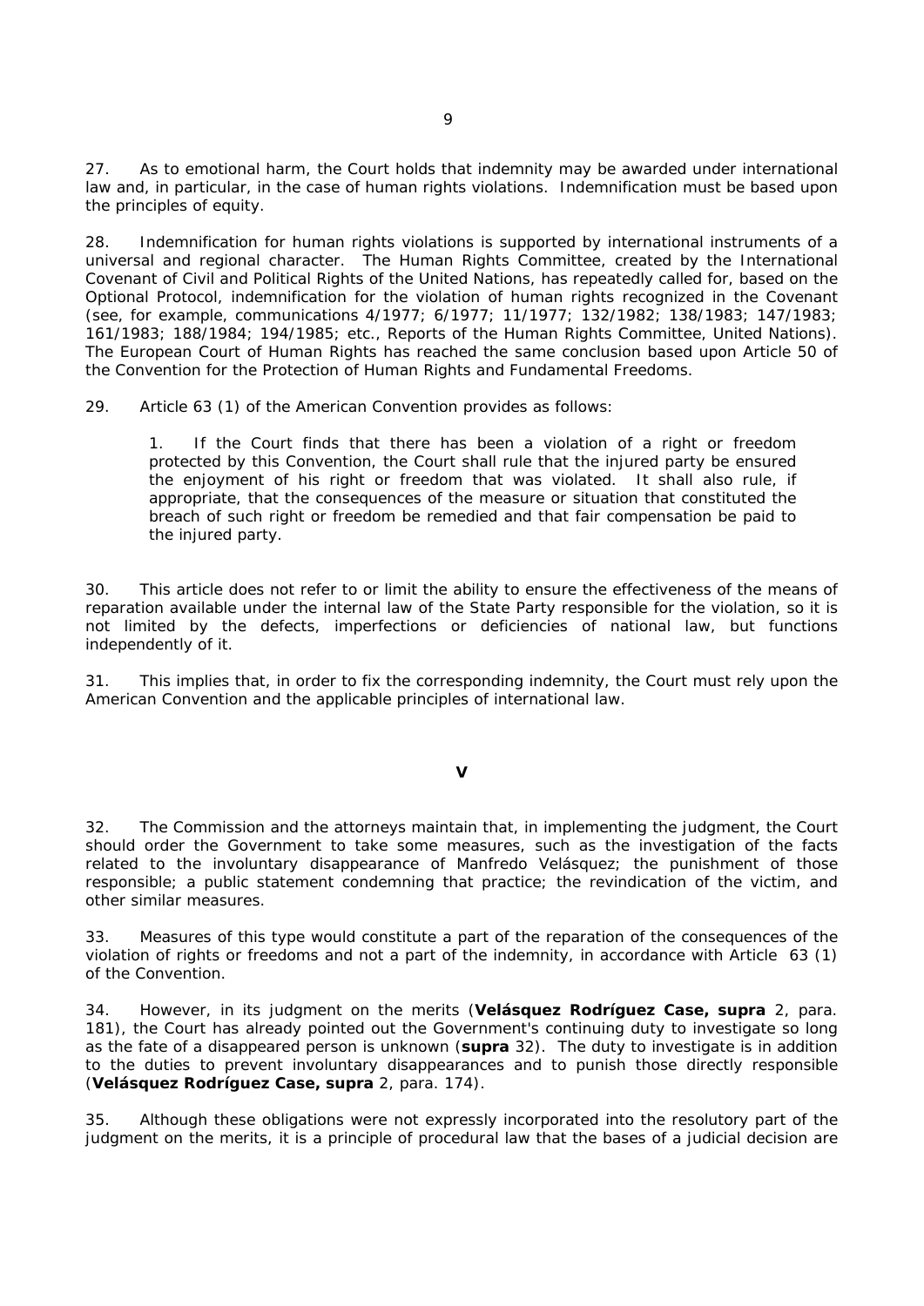27. As to emotional harm, the Court holds that indemnity may be awarded under international law and, in particular, in the case of human rights violations. Indemnification must be based upon the principles of equity.

28. Indemnification for human rights violations is supported by international instruments of a universal and regional character. The Human Rights Committee, created by the International Covenant of Civil and Political Rights of the United Nations, has repeatedly called for, based on the Optional Protocol, indemnification for the violation of human rights recognized in the Covenant (see, for example, communications 4/1977; 6/1977; 11/1977; 132/1982; 138/1983; 147/1983; 161/1983; 188/1984; 194/1985; etc., Reports of the Human Rights Committee, United Nations). The European Court of Human Rights has reached the same conclusion based upon Article 50 of the Convention for the Protection of Human Rights and Fundamental Freedoms.

29. Article 63 (1) of the American Convention provides as follows:

> 1. If the Court finds that there has been a violation of a right or freedom protected by this Convention, the Court shall rule that the injured party be ensured the enjoyment of his right or freedom that was violated. It shall also rule, if appropriate, that the consequences of the measure or situation that constituted the breach of such right or freedom be remedied and that fair compensation be paid to the injured party.

30. This article does not refer to or limit the ability to ensure the effectiveness of the means of reparation available under the internal law of the State Party responsible for the violation, so it is not limited by the defects, imperfections or deficiencies of national law, but functions independently of it.

31. This implies that, in order to fix the corresponding indemnity, the Court must rely upon the American Convention and the applicable principles of international law.

## V

32. The Commission and the attorneys maintain that, in implementing the judgment, the Court should order the Government to take some measures, such as the investigation of the facts related to the involuntary disappearance of Manfredo Velásquez; the punishment of those responsible; a public statement condemning that practice; the revindication of the victim, and other similar measures.

33. Measures of this type would constitute a part of the reparation of the consequences of the violation of rights or freedoms and not a part of the indemnity, in accordance with Article 63 (1) of the Convention.

34. However, in its judgment on the merits (**Velásquez Rodríguez Case, supra** 2, para. 181), the Court has already pointed out the Government's continuing duty to investigate so long as the fate of a disappeared person is unknown (**supra** 32). The duty to investigate is in addition to the duties to prevent involuntary disappearances and to punish those directly responsible (**Velásquez Rodríguez Case, supra** 2, para. 174).

35. Although these obligations were not expressly incorporated into the resolutory part of the judgment on the merits, it is a principle of procedural law that the bases of a judicial decision are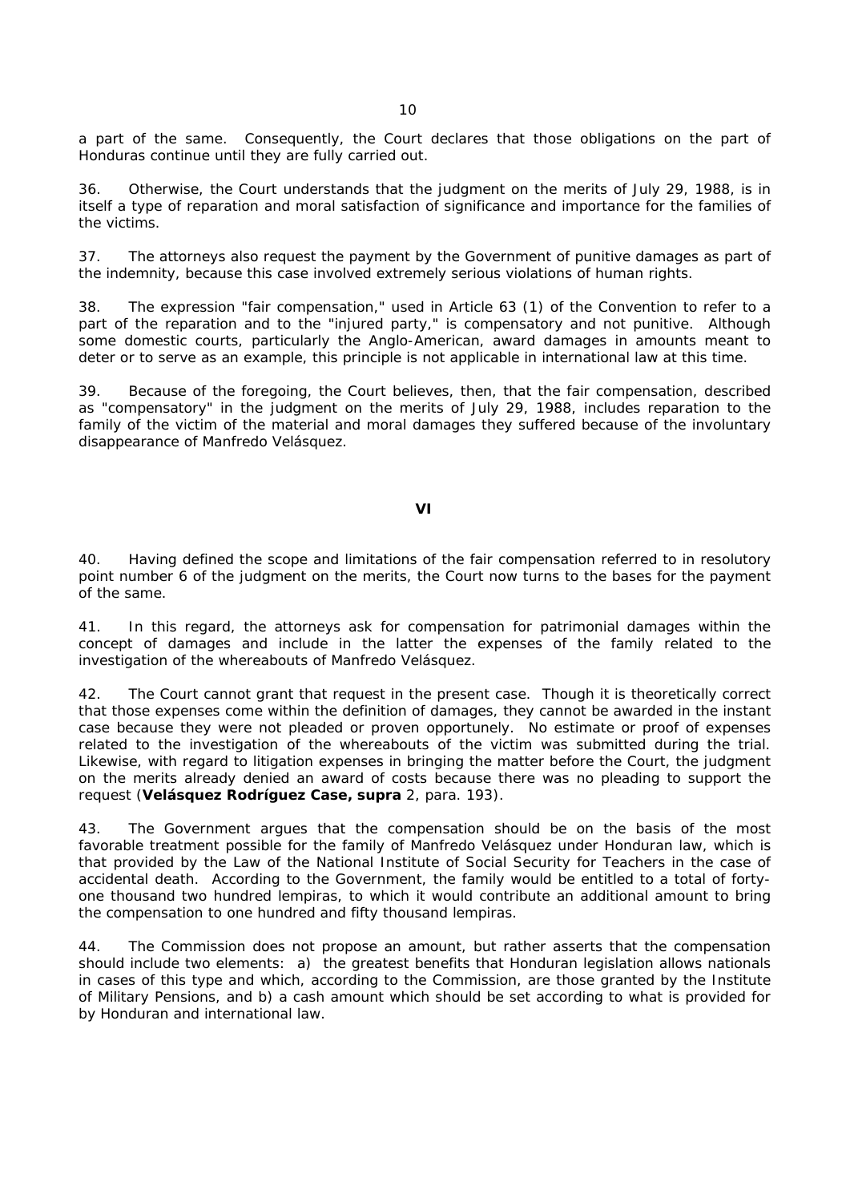a part of the same. Consequently, the Court declares that those obligations on the part of Honduras continue until they are fully carried out.

36. Otherwise, the Court understands that the judgment on the merits of July 29, 1988, is in itself a type of reparation and moral satisfaction of significance and importance for the families of the victims.

37. The attorneys also request the payment by the Government of punitive damages as part of the indemnity, because this case involved extremely serious violations of human rights.

38. The expression "fair compensation," used in Article 63 (1) of the Convention to refer to a part of the reparation and to the "injured party," is compensatory and not punitive. Although some domestic courts, particularly the Anglo-American, award damages in amounts meant to deter or to serve as an example, this principle is not applicable in international law at this time.

39. Because of the foregoing, the Court believes, then, that the fair compensation, described as "compensatory" in the judgment on the merits of July 29, 1988, includes reparation to the family of the victim of the material and moral damages they suffered because of the involuntary disappearance of Manfredo Velásquez.

## VI

40. Having defined the scope and limitations of the fair compensation referred to in resolutory point number 6 of the judgment on the merits, the Court now turns to the bases for the payment of the same.

41. In this regard, the attorneys ask for compensation for patrimonial damages within the concept of damages and include in the latter the expenses of the family related to the investigation of the whereabouts of Manfredo Velásquez.

42. The Court cannot grant that request in the present case. Though it is theoretically correct that those expenses come within the definition of damages, they cannot be awarded in the instant case because they were not pleaded or proven opportunely. No estimate or proof of expenses related to the investigation of the whereabouts of the victim was submitted during the trial. Likewise, with regard to litigation expenses in bringing the matter before the Court, the judgment on the merits already denied an award of costs because there was no pleading to support the request (**Velásquez Rodríguez Case, supra** 2, para. 193).

43. The Government argues that the compensation should be on the basis of the most favorable treatment possible for the family of Manfredo Velásquez under Honduran law, which is that provided by the Law of the National Institute of Social Security for Teachers in the case of accidental death. According to the Government, the family would be entitled to a total of forty-one thousand two hundred lempiras, to which it would contribute an additional amount to bring the compensation to one hundred and fifty thousand lempiras.

44. The Commission does not propose an amount, but rather asserts that the compensation should include two elements: a) the greatest benefits that Honduran legislation allows nationals in cases of this type and which, according to the Commission, are those granted by the Institute of Military Pensions, and b) a cash amount which should be set according to what is provided for by Honduran and international law.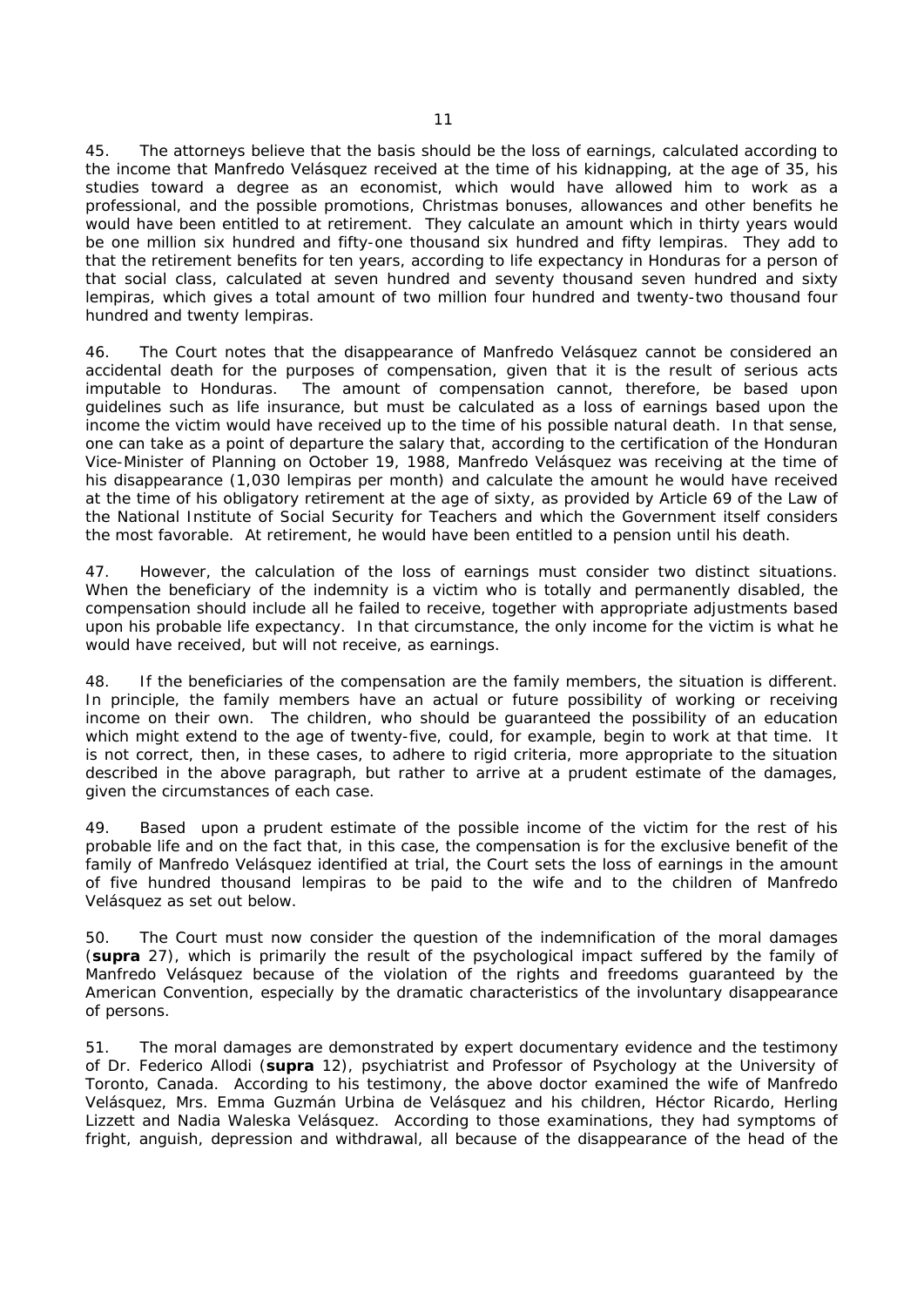45. The attorneys believe that the basis should be the loss of earnings, calculated according to the income that Manfredo Velásquez received at the time of his kidnapping, at the age of 35, his studies toward a degree as an economist, which would have allowed him to work as a professional, and the possible promotions, Christmas bonuses, allowances and other benefits he would have been entitled to at retirement. They calculate an amount which in thirty years would be one million six hundred and fifty-one thousand six hundred and fifty lempiras. They add to that the retirement benefits for ten years, according to life expectancy in Honduras for a person of that social class, calculated at seven hundred and seventy thousand seven hundred and sixty lempiras, which gives a total amount of two million four hundred and twenty-two thousand four hundred and twenty lempiras.

46. The Court notes that the disappearance of Manfredo Velásquez cannot be considered an accidental death for the purposes of compensation, given that it is the result of serious acts imputable to Honduras. The amount of compensation cannot, therefore, be based upon guidelines such as life insurance, but must be calculated as a loss of earnings based upon the income the victim would have received up to the time of his possible natural death. In that sense, one can take as a point of departure the salary that, according to the certification of the Honduran Vice-Minister of Planning on October 19, 1988, Manfredo Velásquez was receiving at the time of his disappearance (1,030 lempiras per month) and calculate the amount he would have received at the time of his obligatory retirement at the age of sixty, as provided by Article 69 of the Law of the National Institute of Social Security for Teachers and which the Government itself considers the most favorable. At retirement, he would have been entitled to a pension until his death.

47. However, the calculation of the loss of earnings must consider two distinct situations. When the beneficiary of the indemnity is a victim who is totally and permanently disabled, the compensation should include all he failed to receive, together with appropriate adjustments based upon his probable life expectancy. In that circumstance, the only income for the victim is what he would have received, but will not receive, as earnings.

48. If the beneficiaries of the compensation are the family members, the situation is different. In principle, the family members have an actual or future possibility of working or receiving income on their own. The children, who should be guaranteed the possibility of an education which might extend to the age of twenty-five, could, for example, begin to work at that time. It is not correct, then, in these cases, to adhere to rigid criteria, more appropriate to the situation described in the above paragraph, but rather to arrive at a prudent estimate of the damages, given the circumstances of each case.

49. Based upon a prudent estimate of the possible income of the victim for the rest of his probable life and on the fact that, in this case, the compensation is for the exclusive benefit of the family of Manfredo Velásquez identified at trial, the Court sets the loss of earnings in the amount of five hundred thousand lempiras to be paid to the wife and to the children of Manfredo Velásquez as set out below.

50. The Court must now consider the question of the indemnification of the moral damages (**supra** 27), which is primarily the result of the psychological impact suffered by the family of Manfredo Velásquez because of the violation of the rights and freedoms guaranteed by the American Convention, especially by the dramatic characteristics of the involuntary disappearance of persons.

51. The moral damages are demonstrated by expert documentary evidence and the testimony of Dr. Federico Allodi (**supra** 12), psychiatrist and Professor of Psychology at the University of Toronto, Canada. According to his testimony, the above doctor examined the wife of Manfredo Velásquez, Mrs. Emma Guzmán Urbina de Velásquez and his children, Héctor Ricardo, Herling Lizzett and Nadia Waleska Velásquez. According to those examinations, they had symptoms of fright, anguish, depression and withdrawal, all because of the disappearance of the head of the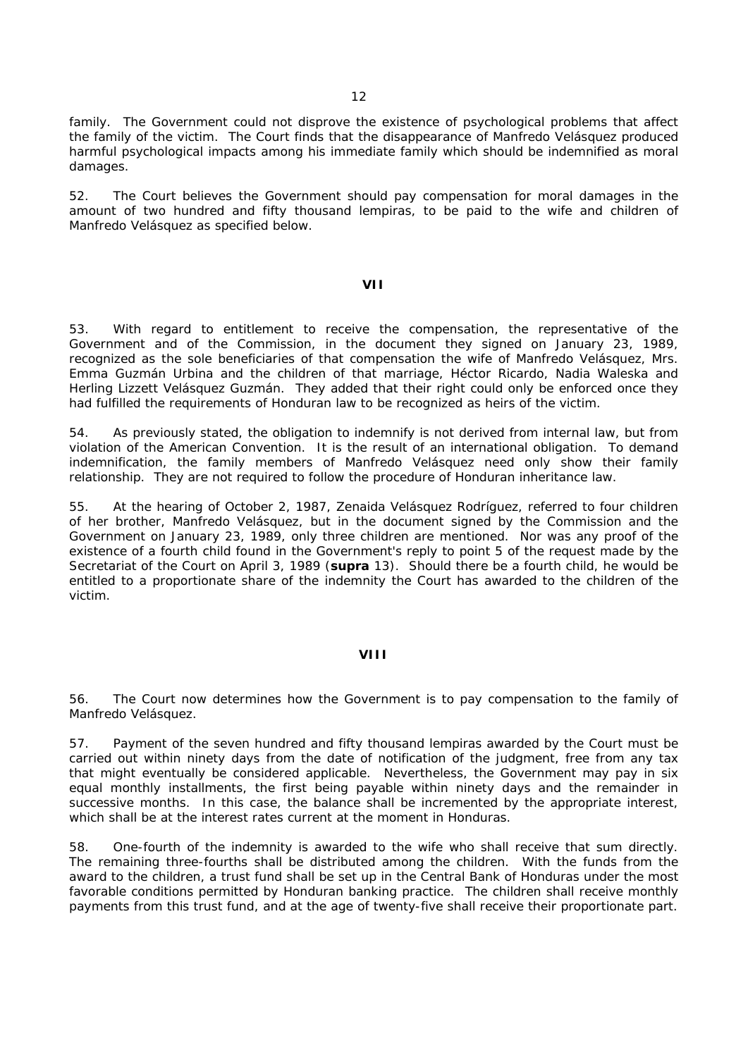family. The Government could not disprove the existence of psychological problems that affect the family of the victim. The Court finds that the disappearance of Manfredo Velásquez produced harmful psychological impacts among his immediate family which should be indemnified as moral damages.

52. The Court believes the Government should pay compensation for moral damages in the amount of two hundred and fifty thousand lempiras, to be paid to the wife and children of Manfredo Velásquez as specified below.

## VII

53. With regard to entitlement to receive the compensation, the representative of the Government and of the Commission, in the document they signed on January 23, 1989, recognized as the sole beneficiaries of that compensation the wife of Manfredo Velásquez, Mrs. Emma Guzmán Urbina and the children of that marriage, Héctor Ricardo, Nadia Waleska and Herling Lizzett Velásquez Guzmán. They added that their right could only be enforced once they had fulfilled the requirements of Honduran law to be recognized as heirs of the victim.

54. As previously stated, the obligation to indemnify is not derived from internal law, but from violation of the American Convention. It is the result of an international obligation. To demand indemnification, the family members of Manfredo Velásquez need only show their family relationship. They are not required to follow the procedure of Honduran inheritance law.

55. At the hearing of October 2, 1987, Zenaida Velásquez Rodríguez, referred to four children of her brother, Manfredo Velásquez, but in the document signed by the Commission and the Government on January 23, 1989, only three children are mentioned. Nor was any proof of the existence of a fourth child found in the Government's reply to point 5 of the request made by the Secretariat of the Court on April 3, 1989 (**supra** 13). Should there be a fourth child, he would be entitled to a proportionate share of the indemnity the Court has awarded to the children of the victim.

## VIII

56. The Court now determines how the Government is to pay compensation to the family of Manfredo Velásquez.

57. Payment of the seven hundred and fifty thousand lempiras awarded by the Court must be carried out within ninety days from the date of notification of the judgment, free from any tax that might eventually be considered applicable. Nevertheless, the Government may pay in six equal monthly installments, the first being payable within ninety days and the remainder in successive months. In this case, the balance shall be incremented by the appropriate interest, which shall be at the interest rates current at the moment in Honduras.

58. One-fourth of the indemnity is awarded to the wife who shall receive that sum directly. The remaining three-fourths shall be distributed among the children. With the funds from the award to the children, a trust fund shall be set up in the Central Bank of Honduras under the most favorable conditions permitted by Honduran banking practice. The children shall receive monthly payments from this trust fund, and at the age of twenty-five shall receive their proportionate part.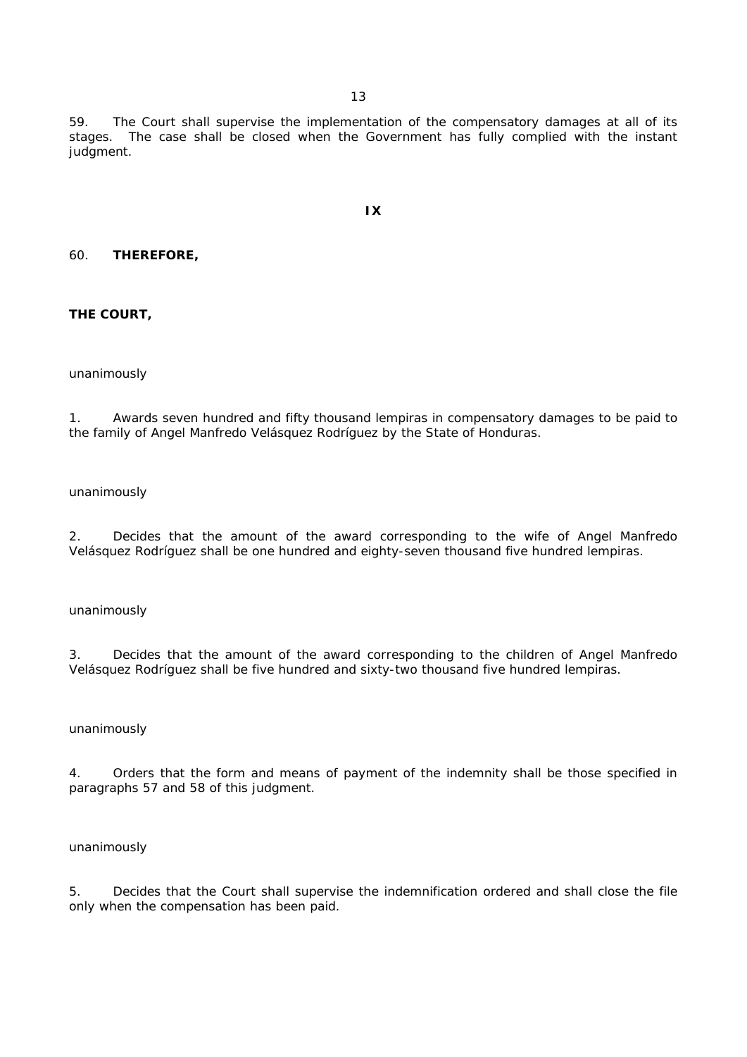59. The Court shall supervise the implementation of the compensatory damages at all of its stages. The case shall be closed when the Government has fully complied with the instant judgment.

## IX

60. **THEREFORE,**

**THE COURT,**

unanimously

1. Awards seven hundred and fifty thousand lempiras in compensatory damages to be paid to the family of Angel Manfredo Velásquez Rodríguez by the State of Honduras.

unanimously

2. Decides that the amount of the award corresponding to the wife of Angel Manfredo Velásquez Rodríguez shall be one hundred and eighty-seven thousand five hundred lempiras.

unanimously

3. Decides that the amount of the award corresponding to the children of Angel Manfredo Velásquez Rodríguez shall be five hundred and sixty-two thousand five hundred lempiras.

unanimously

4. Orders that the form and means of payment of the indemnity shall be those specified in paragraphs 57 and 58 of this judgment.

unanimously

5. Decides that the Court shall supervise the indemnification ordered and shall close the file only when the compensation has been paid.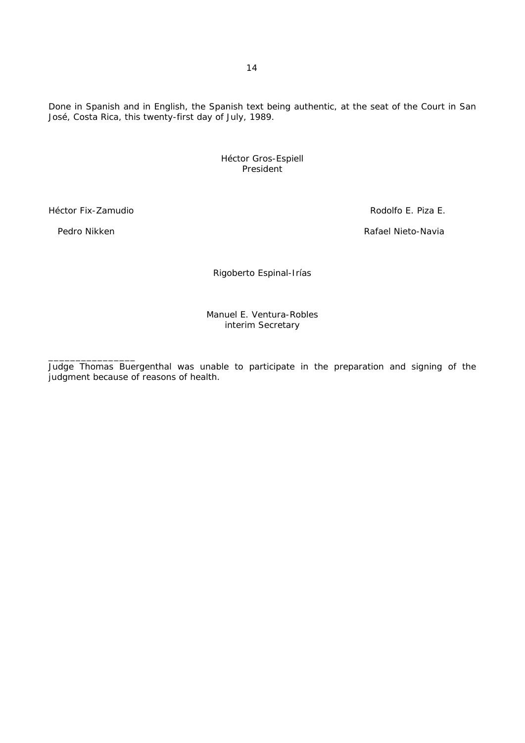Done in Spanish and in English, the Spanish text being authentic, at the seat of the Court in San José, Costa Rica, this twenty-first day of July, 1989.

Héctor Gros-Espiell
President

Héctor Fix-Zamudio

Rodolfo E. Piza E.

Pedro Nikken

Rafael Nieto-Navia

Rigoberto Espinal-Irías

Manuel E. Ventura-Robles
interim Secretary

_______________

Judge Thomas Buergenthal was unable to participate in the preparation and signing of the judgment because of reasons of health.